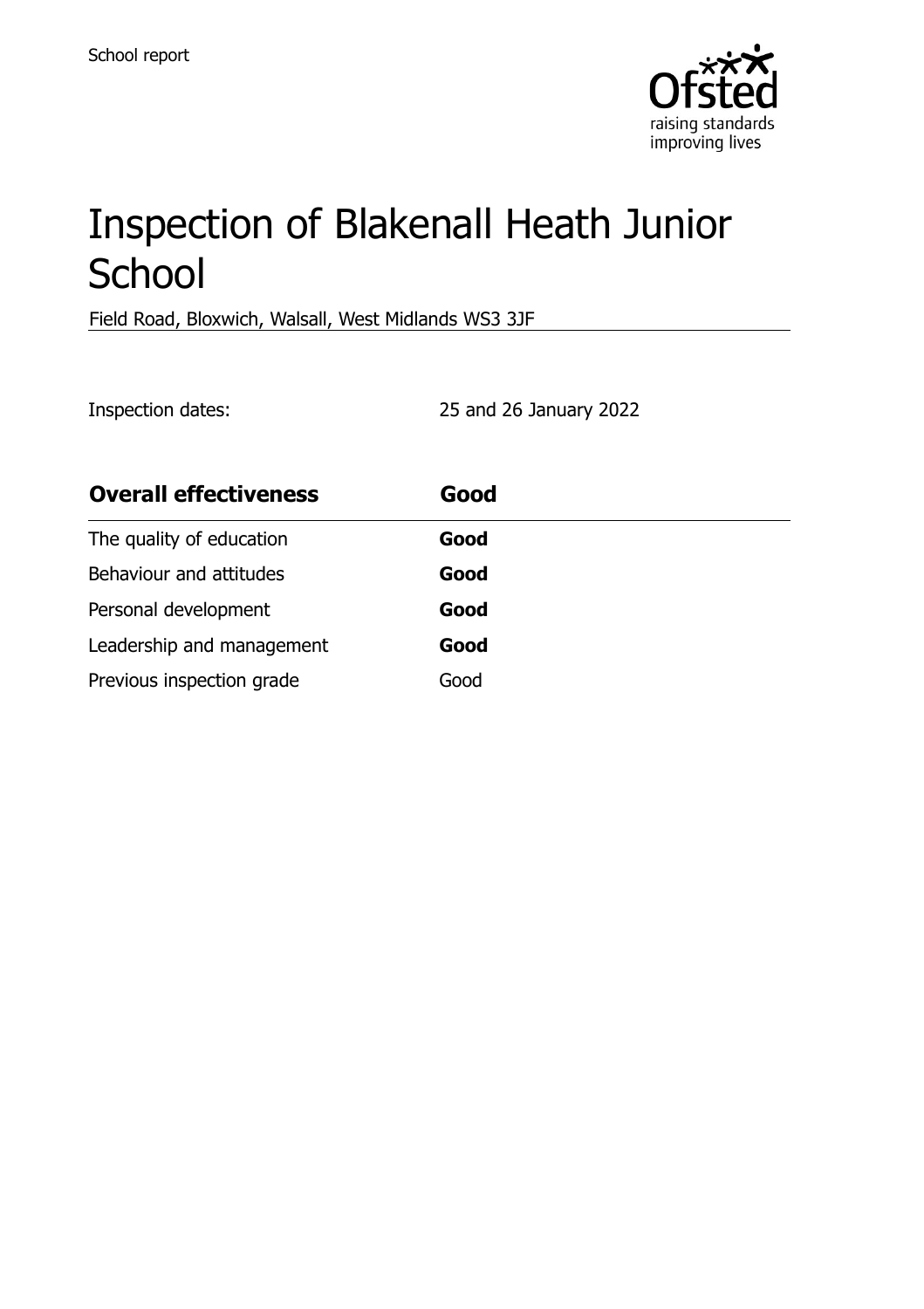School report

# Inspection of Blakenall Heath Junior School

Field Road, Bloxwich, Walsall, West Midlands WS3 3JF

Inspection dates: 25 and 26 January 2022

| **Overall effectiveness** | **Good** |
|---|---|
| The quality of education | **Good** |
| Behaviour and attitudes | **Good** |
| Personal development | **Good** |
| Leadership and management | **Good** |
| Previous inspection grade | Good |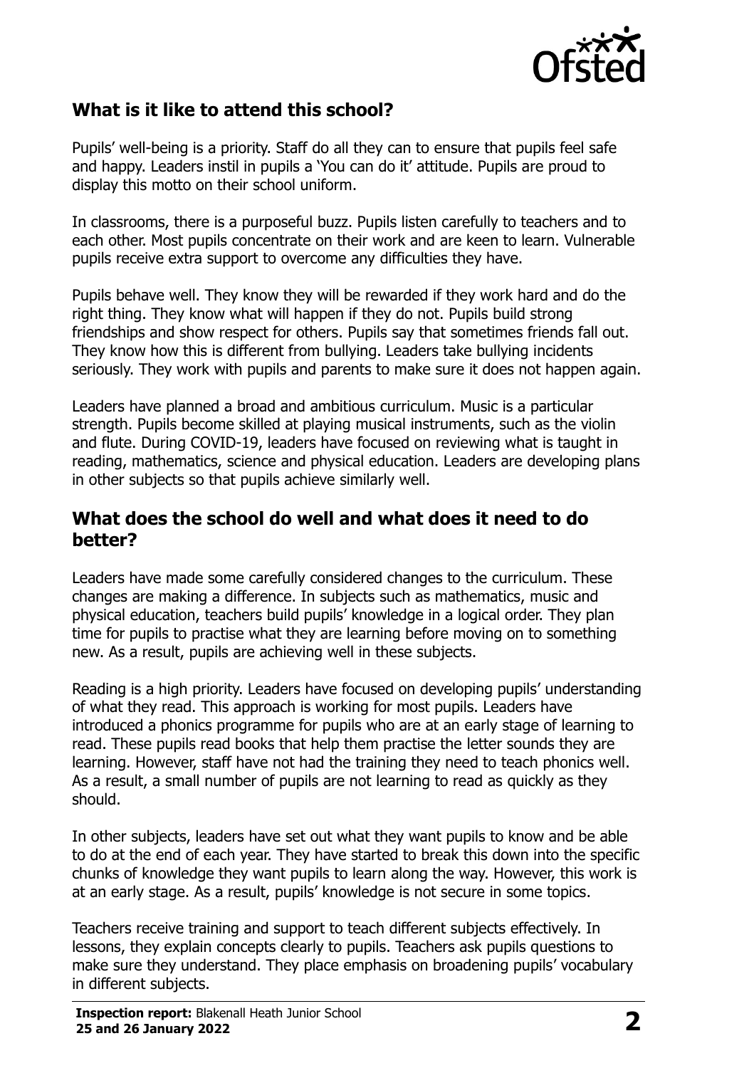## What is it like to attend this school?

Pupils' well-being is a priority. Staff do all they can to ensure that pupils feel safe and happy. Leaders instil in pupils a 'You can do it' attitude. Pupils are proud to display this motto on their school uniform.

In classrooms, there is a purposeful buzz. Pupils listen carefully to teachers and to each other. Most pupils concentrate on their work and are keen to learn. Vulnerable pupils receive extra support to overcome any difficulties they have.

Pupils behave well. They know they will be rewarded if they work hard and do the right thing. They know what will happen if they do not. Pupils build strong friendships and show respect for others. Pupils say that sometimes friends fall out. They know how this is different from bullying. Leaders take bullying incidents seriously. They work with pupils and parents to make sure it does not happen again.

Leaders have planned a broad and ambitious curriculum. Music is a particular strength. Pupils become skilled at playing musical instruments, such as the violin and flute. During COVID-19, leaders have focused on reviewing what is taught in reading, mathematics, science and physical education. Leaders are developing plans in other subjects so that pupils achieve similarly well.

## What does the school do well and what does it need to do better?

Leaders have made some carefully considered changes to the curriculum. These changes are making a difference. In subjects such as mathematics, music and physical education, teachers build pupils' knowledge in a logical order. They plan time for pupils to practise what they are learning before moving on to something new. As a result, pupils are achieving well in these subjects.

Reading is a high priority. Leaders have focused on developing pupils' understanding of what they read. This approach is working for most pupils. Leaders have introduced a phonics programme for pupils who are at an early stage of learning to read. These pupils read books that help them practise the letter sounds they are learning. However, staff have not had the training they need to teach phonics well. As a result, a small number of pupils are not learning to read as quickly as they should.

In other subjects, leaders have set out what they want pupils to know and be able to do at the end of each year. They have started to break this down into the specific chunks of knowledge they want pupils to learn along the way. However, this work is at an early stage. As a result, pupils' knowledge is not secure in some topics.

Teachers receive training and support to teach different subjects effectively. In lessons, they explain concepts clearly to pupils. Teachers ask pupils questions to make sure they understand. They place emphasis on broadening pupils' vocabulary in different subjects.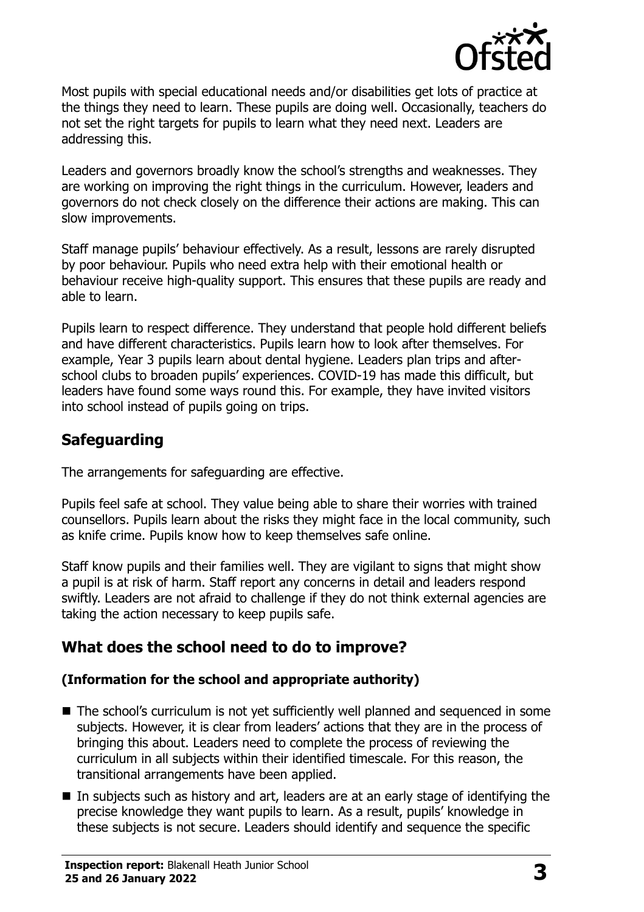Most pupils with special educational needs and/or disabilities get lots of practice at the things they need to learn. These pupils are doing well. Occasionally, teachers do not set the right targets for pupils to learn what they need next. Leaders are addressing this.

Leaders and governors broadly know the school's strengths and weaknesses. They are working on improving the right things in the curriculum. However, leaders and governors do not check closely on the difference their actions are making. This can slow improvements.

Staff manage pupils' behaviour effectively. As a result, lessons are rarely disrupted by poor behaviour. Pupils who need extra help with their emotional health or behaviour receive high-quality support. This ensures that these pupils are ready and able to learn.

Pupils learn to respect difference. They understand that people hold different beliefs and have different characteristics. Pupils learn how to look after themselves. For example, Year 3 pupils learn about dental hygiene. Leaders plan trips and after-school clubs to broaden pupils' experiences. COVID-19 has made this difficult, but leaders have found some ways round this. For example, they have invited visitors into school instead of pupils going on trips.

## Safeguarding

The arrangements for safeguarding are effective.

Pupils feel safe at school. They value being able to share their worries with trained counsellors. Pupils learn about the risks they might face in the local community, such as knife crime. Pupils know how to keep themselves safe online.

Staff know pupils and their families well. They are vigilant to signs that might show a pupil is at risk of harm. Staff report any concerns in detail and leaders respond swiftly. Leaders are not afraid to challenge if they do not think external agencies are taking the action necessary to keep pupils safe.

## What does the school need to do to improve?

### (Information for the school and appropriate authority)

- The school's curriculum is not yet sufficiently well planned and sequenced in some subjects. However, it is clear from leaders' actions that they are in the process of bringing this about. Leaders need to complete the process of reviewing the curriculum in all subjects within their identified timescale. For this reason, the transitional arrangements have been applied.
- In subjects such as history and art, leaders are at an early stage of identifying the precise knowledge they want pupils to learn. As a result, pupils' knowledge in these subjects is not secure. Leaders should identify and sequence the specific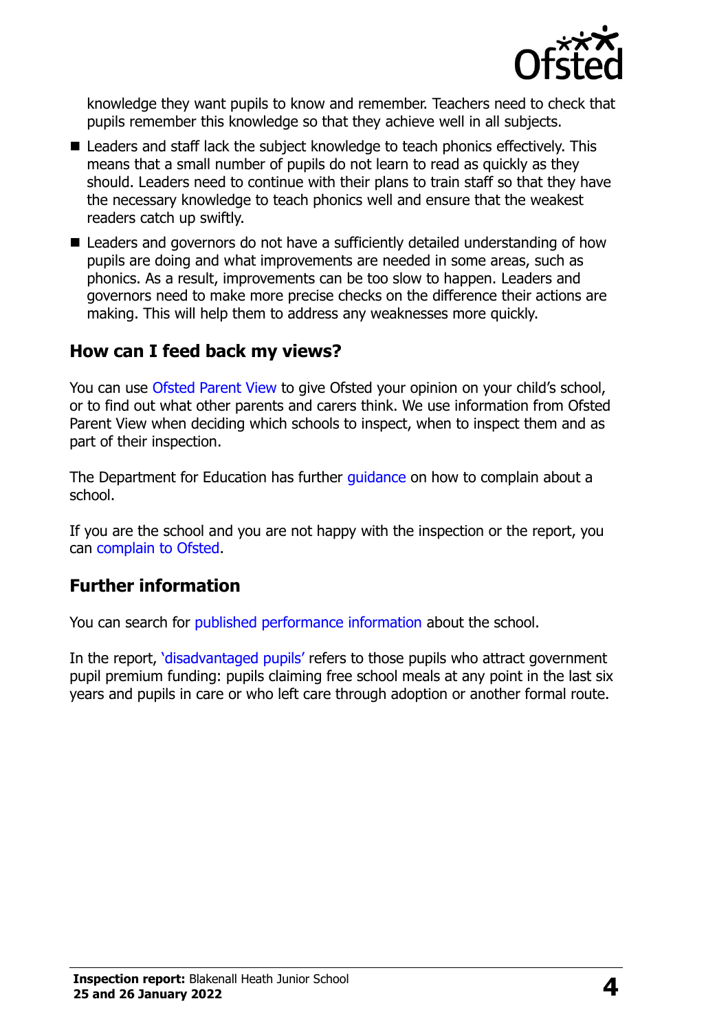knowledge they want pupils to know and remember. Teachers need to check that pupils remember this knowledge so that they achieve well in all subjects.

- Leaders and staff lack the subject knowledge to teach phonics effectively. This means that a small number of pupils do not learn to read as quickly as they should. Leaders need to continue with their plans to train staff so that they have the necessary knowledge to teach phonics well and ensure that the weakest readers catch up swiftly.
- Leaders and governors do not have a sufficiently detailed understanding of how pupils are doing and what improvements are needed in some areas, such as phonics. As a result, improvements can be too slow to happen. Leaders and governors need to make more precise checks on the difference their actions are making. This will help them to address any weaknesses more quickly.

## How can I feed back my views?

You can use Ofsted Parent View to give Ofsted your opinion on your child's school, or to find out what other parents and carers think. We use information from Ofsted Parent View when deciding which schools to inspect, when to inspect them and as part of their inspection.

The Department for Education has further guidance on how to complain about a school.

If you are the school and you are not happy with the inspection or the report, you can complain to Ofsted.

## Further information

You can search for published performance information about the school.

In the report, 'disadvantaged pupils' refers to those pupils who attract government pupil premium funding: pupils claiming free school meals at any point in the last six years and pupils in care or who left care through adoption or another formal route.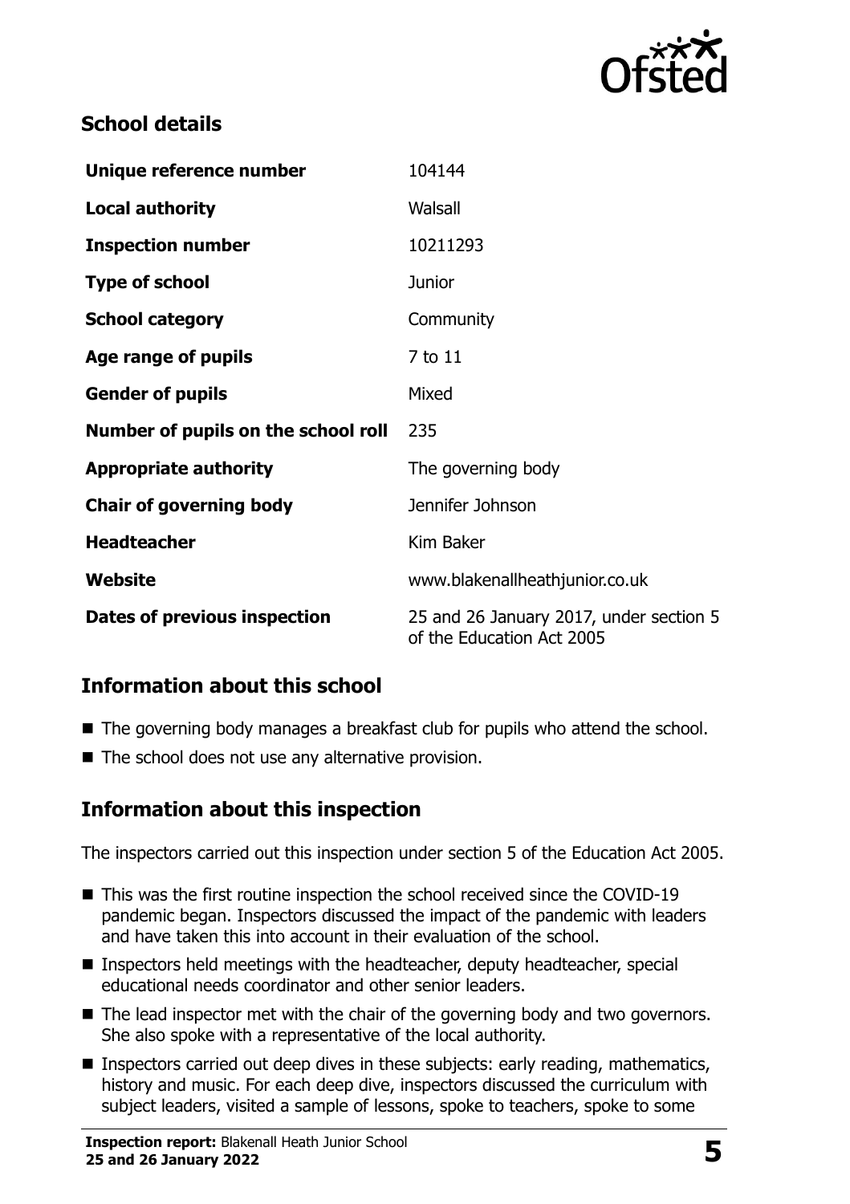## School details

| | |
|---|---|
| **Unique reference number** | 104144 |
| **Local authority** | Walsall |
| **Inspection number** | 10211293 |
| **Type of school** | Junior |
| **School category** | Community |
| **Age range of pupils** | 7 to 11 |
| **Gender of pupils** | Mixed |
| **Number of pupils on the school roll** | 235 |
| **Appropriate authority** | The governing body |
| **Chair of governing body** | Jennifer Johnson |
| **Headteacher** | Kim Baker |
| **Website** | www.blakenallheathjunior.co.uk |
| **Dates of previous inspection** | 25 and 26 January 2017, under section 5 of the Education Act 2005 |

## Information about this school

- The governing body manages a breakfast club for pupils who attend the school.
- The school does not use any alternative provision.

## Information about this inspection

The inspectors carried out this inspection under section 5 of the Education Act 2005.

- This was the first routine inspection the school received since the COVID-19 pandemic began. Inspectors discussed the impact of the pandemic with leaders and have taken this into account in their evaluation of the school.
- Inspectors held meetings with the headteacher, deputy headteacher, special educational needs coordinator and other senior leaders.
- The lead inspector met with the chair of the governing body and two governors. She also spoke with a representative of the local authority.
- Inspectors carried out deep dives in these subjects: early reading, mathematics, history and music. For each deep dive, inspectors discussed the curriculum with subject leaders, visited a sample of lessons, spoke to teachers, spoke to some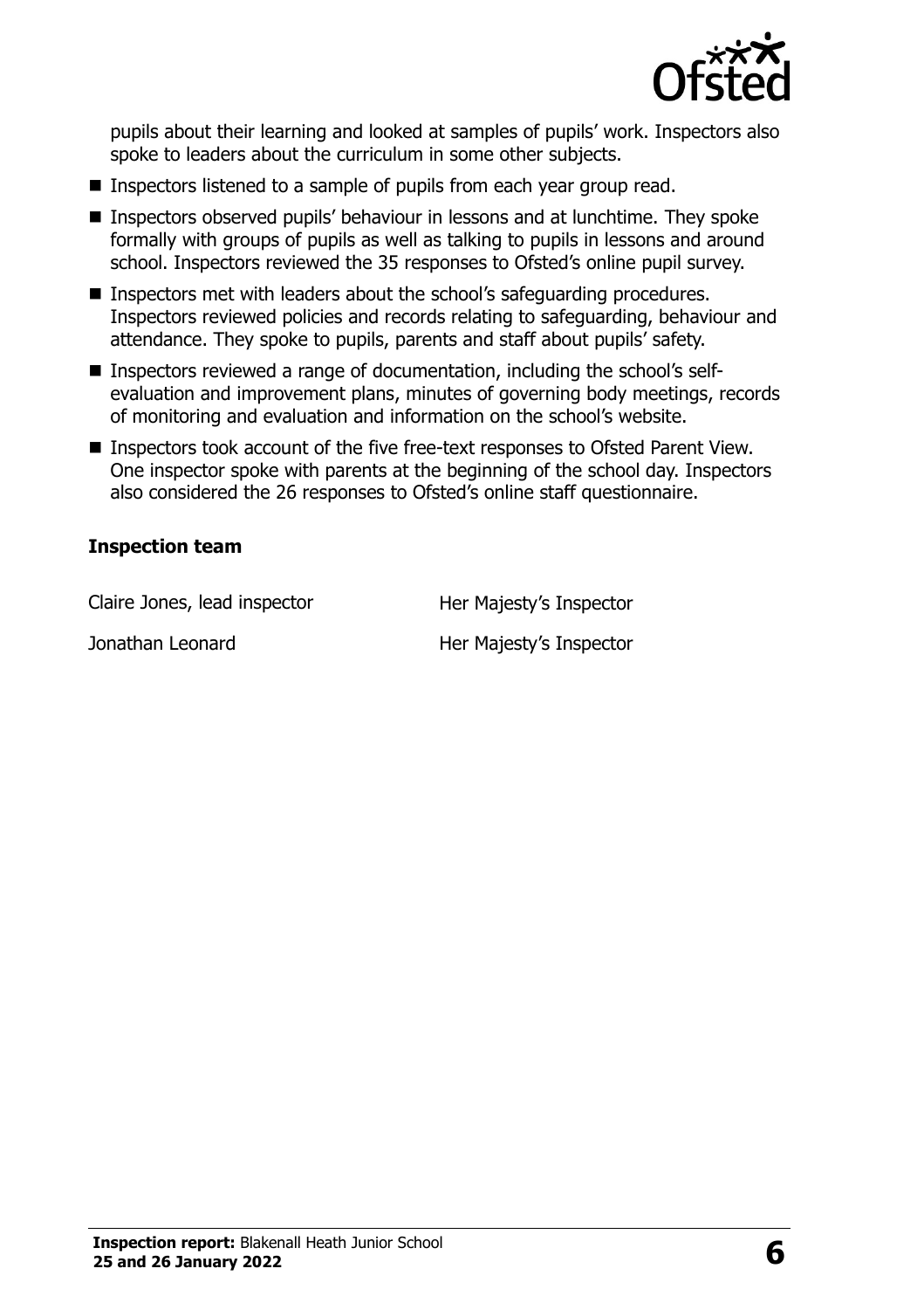pupils about their learning and looked at samples of pupils' work. Inspectors also spoke to leaders about the curriculum in some other subjects.

- Inspectors listened to a sample of pupils from each year group read.
- Inspectors observed pupils' behaviour in lessons and at lunchtime. They spoke formally with groups of pupils as well as talking to pupils in lessons and around school. Inspectors reviewed the 35 responses to Ofsted's online pupil survey.
- Inspectors met with leaders about the school's safeguarding procedures. Inspectors reviewed policies and records relating to safeguarding, behaviour and attendance. They spoke to pupils, parents and staff about pupils' safety.
- Inspectors reviewed a range of documentation, including the school's self-evaluation and improvement plans, minutes of governing body meetings, records of monitoring and evaluation and information on the school's website.
- Inspectors took account of the five free-text responses to Ofsted Parent View. One inspector spoke with parents at the beginning of the school day. Inspectors also considered the 26 responses to Ofsted's online staff questionnaire.

### Inspection team

| | |
|---|---|
| Claire Jones, lead inspector | Her Majesty's Inspector |
| Jonathan Leonard | Her Majesty's Inspector |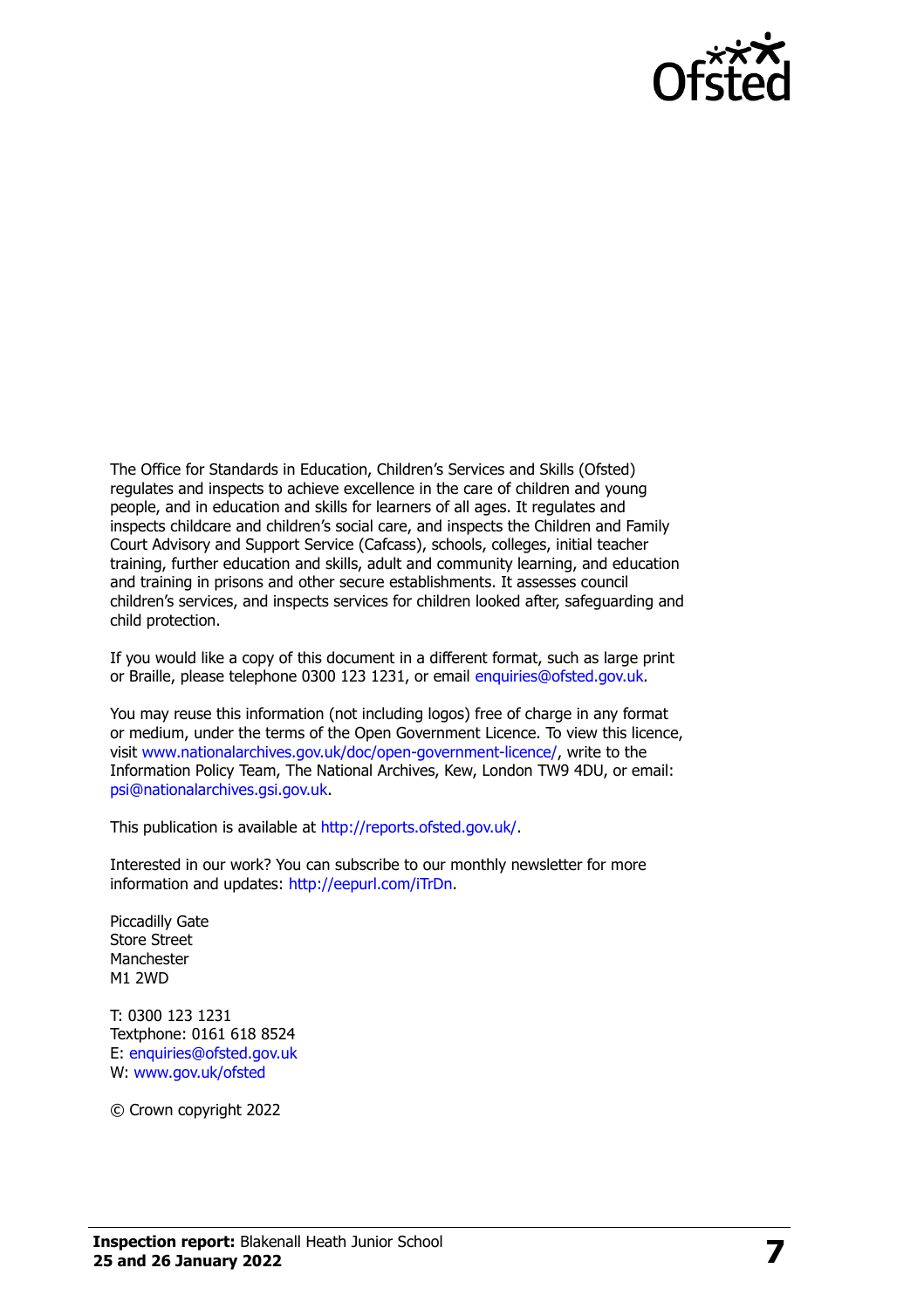The Office for Standards in Education, Children's Services and Skills (Ofsted) regulates and inspects to achieve excellence in the care of children and young people, and in education and skills for learners of all ages. It regulates and inspects childcare and children's social care, and inspects the Children and Family Court Advisory and Support Service (Cafcass), schools, colleges, initial teacher training, further education and skills, adult and community learning, and education and training in prisons and other secure establishments. It assesses council children's services, and inspects services for children looked after, safeguarding and child protection.

If you would like a copy of this document in a different format, such as large print or Braille, please telephone 0300 123 1231, or email enquiries@ofsted.gov.uk.

You may reuse this information (not including logos) free of charge in any format or medium, under the terms of the Open Government Licence. To view this licence, visit www.nationalarchives.gov.uk/doc/open-government-licence/, write to the Information Policy Team, The National Archives, Kew, London TW9 4DU, or email: psi@nationalarchives.gsi.gov.uk.

This publication is available at http://reports.ofsted.gov.uk/.

Interested in our work? You can subscribe to our monthly newsletter for more information and updates: http://eepurl.com/iTrDn.

Piccadilly Gate
Store Street
Manchester
M1 2WD

T: 0300 123 1231
Textphone: 0161 618 8524
E: enquiries@ofsted.gov.uk
W: www.gov.uk/ofsted

© Crown copyright 2022